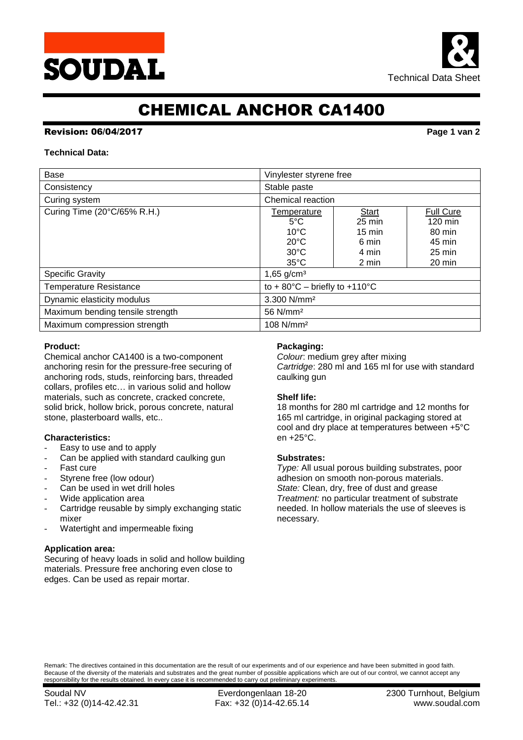# CHEMICAL ANCHOR CA1400

**Revision: 06/04/2017**

**Technical Data:**

| Base | Vinylester styrene free | | |
|---|---|---|---|
| Consistency | Stable paste | | |
| Curing system | Chemical reaction | | |
| Curing Time (20°C/65% R.H.) | Temperature | Start | Full Cure |
| | 5°C | 25 min | 120 min |
| | 10°C | 15 min | 80 min |
| | 20°C | 6 min | 45 min |
| | 30°C | 4 min | 25 min |
| | 35°C | 2 min | 20 min |
| Specific Gravity | 1,65 g/cm³ | | |
| Temperature Resistance | to + 80°C – briefly to +110°C | | |
| Dynamic elasticity modulus | 3.300 N/mm² | | |
| Maximum bending tensile strength | 56 N/mm² | | |
| Maximum compression strength | 108 N/mm² | | |

**Product:**

Chemical anchor CA1400 is a two-component anchoring resin for the pressure-free securing of anchoring rods, studs, reinforcing bars, threaded collars, profiles etc… in various solid and hollow materials, such as concrete, cracked concrete, solid brick, hollow brick, porous concrete, natural stone, plasterboard walls, etc..

**Characteristics:**

- Easy to use and to apply
- Can be applied with standard caulking gun
- Fast cure
- Styrene free (low odour)
- Can be used in wet drill holes
- Wide application area
- Cartridge reusable by simply exchanging static mixer
- Watertight and impermeable fixing

**Application area:**

Securing of heavy loads in solid and hollow building materials. Pressure free anchoring even close to edges. Can be used as repair mortar.

**Packaging:**

*Colour*: medium grey after mixing
*Cartridge*: 280 ml and 165 ml for use with standard caulking gun

**Shelf life:**

18 months for 280 ml cartridge and 12 months for 165 ml cartridge, in original packaging stored at cool and dry place at temperatures between +5°C en +25°C.

**Substrates:**

*Type:* All usual porous building substrates, poor adhesion on smooth non-porous materials.
*State:* Clean, dry, free of dust and grease
*Treatment:* no particular treatment of substrate needed. In hollow materials the use of sleeves is necessary.

Remark: The directives contained in this documentation are the result of our experiments and of our experience and have been submitted in good faith. Because of the diversity of the materials and substrates and the great number of possible applications which are out of our control, we cannot accept any responsibility for the results obtained. In every case it is recommended to carry out preliminary experiments.

Soudal NV | Everdongenlaan 18-20 | 2300 Turnhout, Belgium
Tel.: +32 (0)14-42.42.31 | Fax: +32 (0)14-42.65.14 | www.soudal.com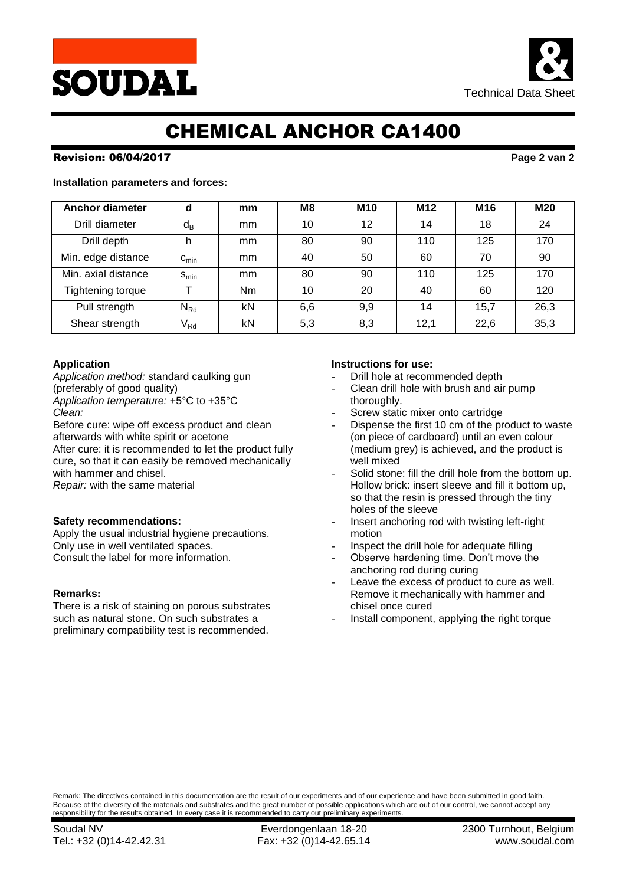**Installation parameters and forces:**

| Anchor diameter | d | mm | M8 | M10 | M12 | M16 | M20 |
|---|---|---|---|---|---|---|---|
| Drill diameter | $d_B$ | mm | 10 | 12 | 14 | 18 | 24 |
| Drill depth | h | mm | 80 | 90 | 110 | 125 | 170 |
| Min. edge distance | $c_{min}$ | mm | 40 | 50 | 60 | 70 | 90 |
| Min. axial distance | $s_{min}$ | mm | 80 | 90 | 110 | 125 | 170 |
| Tightening torque | T | Nm | 10 | 20 | 40 | 60 | 120 |
| Pull strength | $N_{Rd}$ | kN | 6,6 | 9,9 | 14 | 15,7 | 26,3 |
| Shear strength | $V_{Rd}$ | kN | 5,3 | 8,3 | 12,1 | 22,6 | 35,3 |

**Application**

*Application method:* standard caulking gun (preferably of good quality)
*Application temperature:* +5°C to +35°C
*Clean:*
Before cure: wipe off excess product and clean afterwards with white spirit or acetone
After cure: it is recommended to let the product fully cure, so that it can easily be removed mechanically with hammer and chisel.
*Repair:* with the same material

**Safety recommendations:**

Apply the usual industrial hygiene precautions.
Only use in well ventilated spaces.
Consult the label for more information.

**Remarks:**

There is a risk of staining on porous substrates such as natural stone. On such substrates a preliminary compatibility test is recommended.

**Instructions for use:**

- Drill hole at recommended depth
- Clean drill hole with brush and air pump thoroughly.
- Screw static mixer onto cartridge
- Dispense the first 10 cm of the product to waste (on piece of cardboard) until an even colour (medium grey) is achieved, and the product is well mixed
- Solid stone: fill the drill hole from the bottom up. Hollow brick: insert sleeve and fill it bottom up, so that the resin is pressed through the tiny holes of the sleeve
- Insert anchoring rod with twisting left-right motion
- Inspect the drill hole for adequate filling
- Observe hardening time. Don't move the anchoring rod during curing
- Leave the excess of product to cure as well. Remove it mechanically with hammer and chisel once cured
- Install component, applying the right torque

Remark: The directives contained in this documentation are the result of our experiments and of our experience and have been submitted in good faith. Because of the diversity of the materials and substrates and the great number of possible applications which are out of our control, we cannot accept any responsibility for the results obtained. In every case it is recommended to carry out preliminary experiments.

Soudal NV
Tel.: +32 (0)14-42.42.31
Everdongenlaan 18-20
Fax: +32 (0)14-42.65.14
2300 Turnhout, Belgium
www.soudal.com